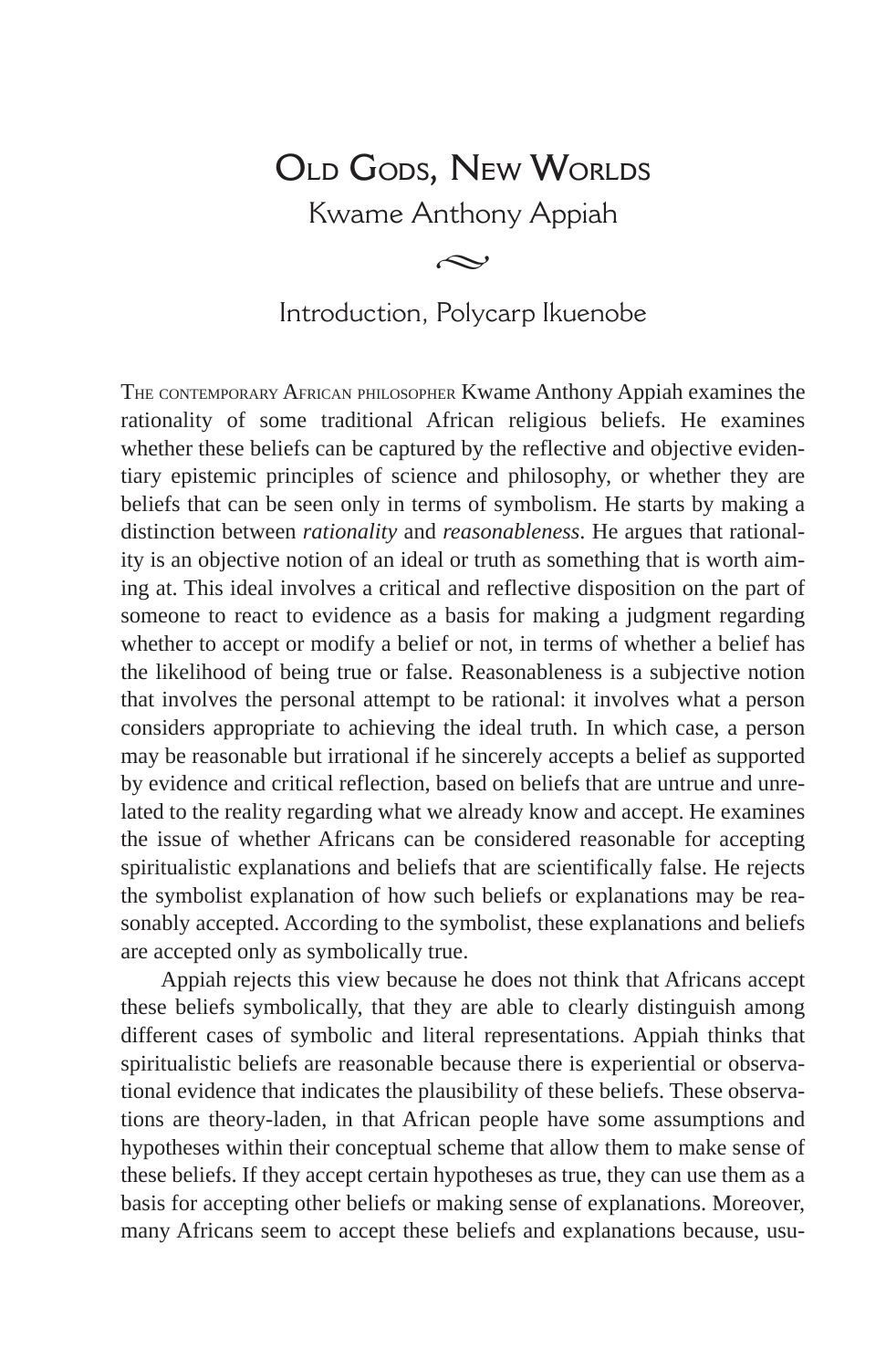# Old Gods, New Worlds

## Kwame Anthony Appiah

### Introduction, Polycarp Ikuenobe

The contemporary African philosopher Kwame Anthony Appiah examines the rationality of some traditional African religious beliefs. He examines whether these beliefs can be captured by the reflective and objective evidentiary epistemic principles of science and philosophy, or whether they are beliefs that can be seen only in terms of symbolism. He starts by making a distinction between *rationality* and *reasonableness*. He argues that rationality is an objective notion of an ideal or truth as something that is worth aiming at. This ideal involves a critical and reflective disposition on the part of someone to react to evidence as a basis for making a judgment regarding whether to accept or modify a belief or not, in terms of whether a belief has the likelihood of being true or false. Reasonableness is a subjective notion that involves the personal attempt to be rational: it involves what a person considers appropriate to achieving the ideal truth. In which case, a person may be reasonable but irrational if he sincerely accepts a belief as supported by evidence and critical reflection, based on beliefs that are untrue and unrelated to the reality regarding what we already know and accept. He examines the issue of whether Africans can be considered reasonable for accepting spiritualistic explanations and beliefs that are scientifically false. He rejects the symbolist explanation of how such beliefs or explanations may be reasonably accepted. According to the symbolist, these explanations and beliefs are accepted only as symbolically true.

Appiah rejects this view because he does not think that Africans accept these beliefs symbolically, that they are able to clearly distinguish among different cases of symbolic and literal representations. Appiah thinks that spiritualistic beliefs are reasonable because there is experiential or observational evidence that indicates the plausibility of these beliefs. These observations are theory-laden, in that African people have some assumptions and hypotheses within their conceptual scheme that allow them to make sense of these beliefs. If they accept certain hypotheses as true, they can use them as a basis for accepting other beliefs or making sense of explanations. Moreover, many Africans seem to accept these beliefs and explanations because, usu-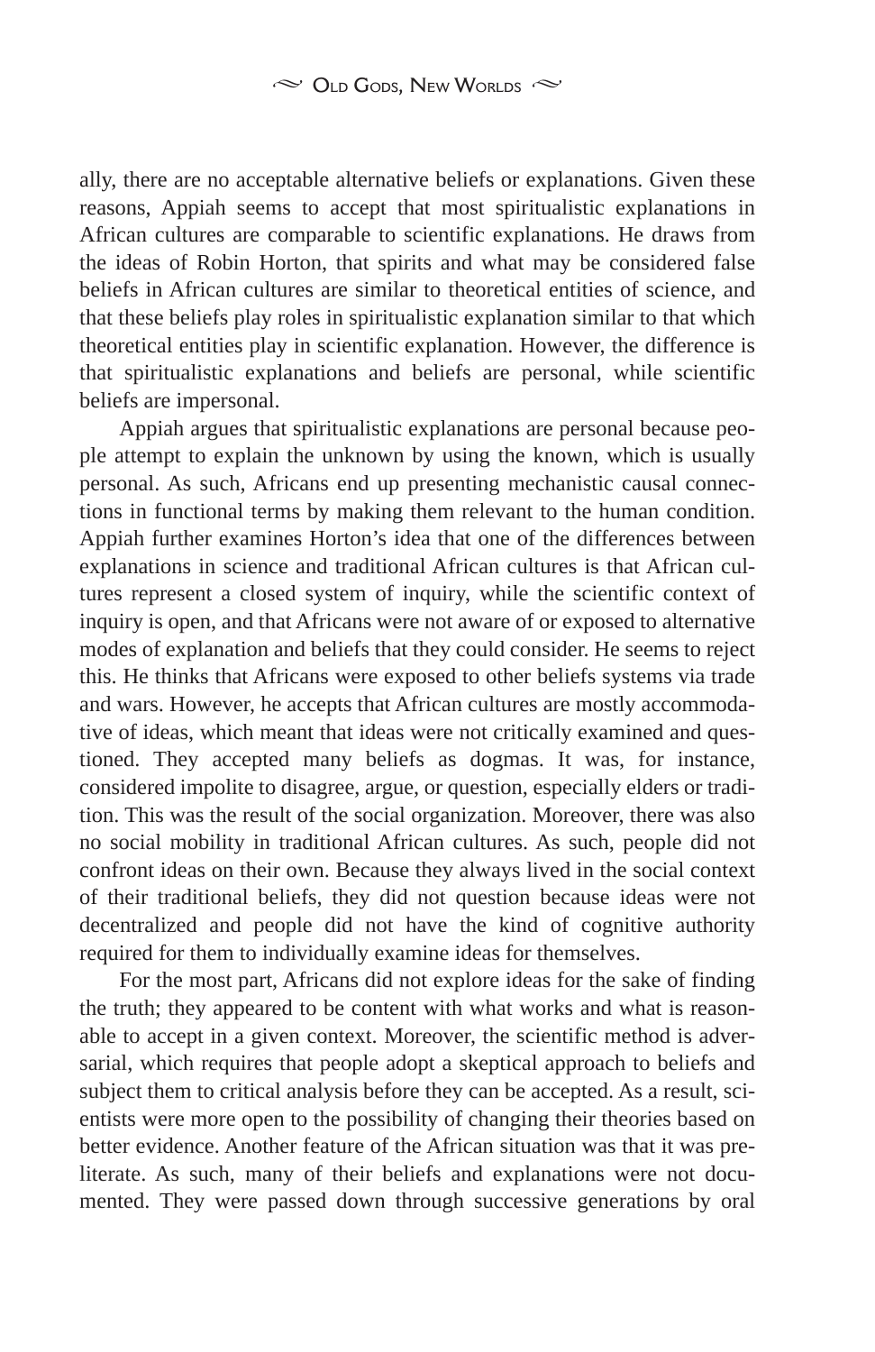ally, there are no acceptable alternative beliefs or explanations. Given these reasons, Appiah seems to accept that most spiritualistic explanations in African cultures are comparable to scientific explanations. He draws from the ideas of Robin Horton, that spirits and what may be considered false beliefs in African cultures are similar to theoretical entities of science, and that these beliefs play roles in spiritualistic explanation similar to that which theoretical entities play in scientific explanation. However, the difference is that spiritualistic explanations and beliefs are personal, while scientific beliefs are impersonal.

Appiah argues that spiritualistic explanations are personal because people attempt to explain the unknown by using the known, which is usually personal. As such, Africans end up presenting mechanistic causal connections in functional terms by making them relevant to the human condition. Appiah further examines Horton's idea that one of the differences between explanations in science and traditional African cultures is that African cultures represent a closed system of inquiry, while the scientific context of inquiry is open, and that Africans were not aware of or exposed to alternative modes of explanation and beliefs that they could consider. He seems to reject this. He thinks that Africans were exposed to other beliefs systems via trade and wars. However, he accepts that African cultures are mostly accommodative of ideas, which meant that ideas were not critically examined and questioned. They accepted many beliefs as dogmas. It was, for instance, considered impolite to disagree, argue, or question, especially elders or tradition. This was the result of the social organization. Moreover, there was also no social mobility in traditional African cultures. As such, people did not confront ideas on their own. Because they always lived in the social context of their traditional beliefs, they did not question because ideas were not decentralized and people did not have the kind of cognitive authority required for them to individually examine ideas for themselves.

For the most part, Africans did not explore ideas for the sake of finding the truth; they appeared to be content with what works and what is reasonable to accept in a given context. Moreover, the scientific method is adversarial, which requires that people adopt a skeptical approach to beliefs and subject them to critical analysis before they can be accepted. As a result, scientists were more open to the possibility of changing their theories based on better evidence. Another feature of the African situation was that it was preliterate. As such, many of their beliefs and explanations were not documented. They were passed down through successive generations by oral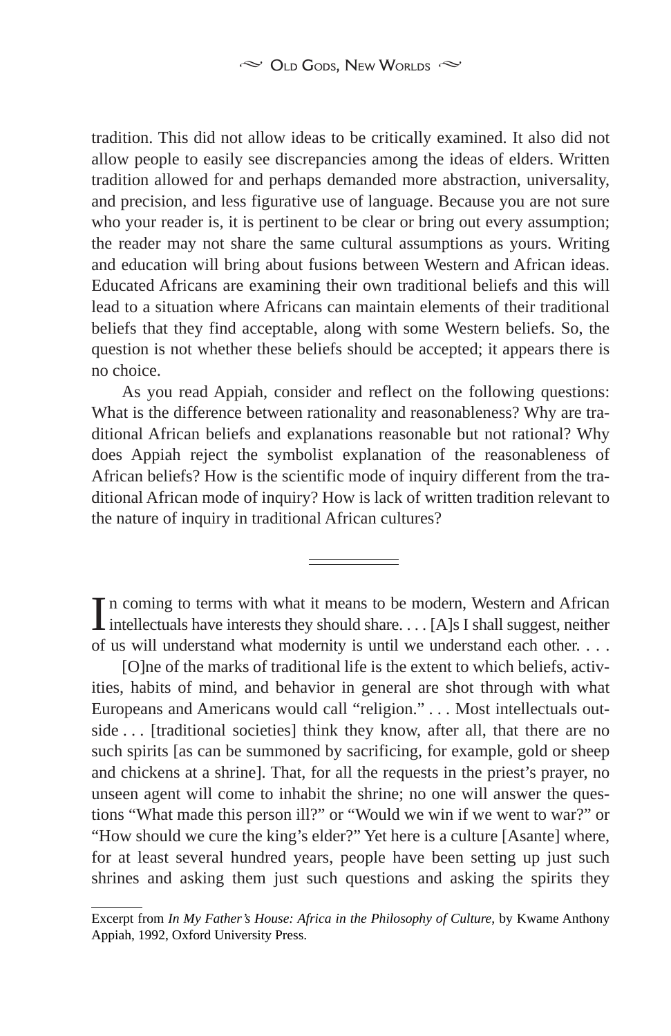tradition. This did not allow ideas to be critically examined. It also did not allow people to easily see discrepancies among the ideas of elders. Written tradition allowed for and perhaps demanded more abstraction, universality, and precision, and less figurative use of language. Because you are not sure who your reader is, it is pertinent to be clear or bring out every assumption; the reader may not share the same cultural assumptions as yours. Writing and education will bring about fusions between Western and African ideas. Educated Africans are examining their own traditional beliefs and this will lead to a situation where Africans can maintain elements of their traditional beliefs that they find acceptable, along with some Western beliefs. So, the question is not whether these beliefs should be accepted; it appears there is no choice.

As you read Appiah, consider and reflect on the following questions: What is the difference between rationality and reasonableness? Why are traditional African beliefs and explanations reasonable but not rational? Why does Appiah reject the symbolist explanation of the reasonableness of African beliefs? How is the scientific mode of inquiry different from the traditional African mode of inquiry? How is lack of written tradition relevant to the nature of inquiry in traditional African cultures?

---

In coming to terms with what it means to be modern, Western and African intellectuals have interests they should share. . . . [A]s I shall suggest, neither of us will understand what modernity is until we understand each other. . . .

[O]ne of the marks of traditional life is the extent to which beliefs, activities, habits of mind, and behavior in general are shot through with what Europeans and Americans would call "religion." . . . Most intellectuals outside . . . [traditional societies] think they know, after all, that there are no such spirits [as can be summoned by sacrificing, for example, gold or sheep and chickens at a shrine]. That, for all the requests in the priest's prayer, no unseen agent will come to inhabit the shrine; no one will answer the questions "What made this person ill?" or "Would we win if we went to war?" or "How should we cure the king's elder?" Yet here is a culture [Asante] where, for at least several hundred years, people have been setting up just such shrines and asking them just such questions and asking the spirits they

---

Excerpt from *In My Father's House: Africa in the Philosophy of Culture*, by Kwame Anthony Appiah, 1992, Oxford University Press.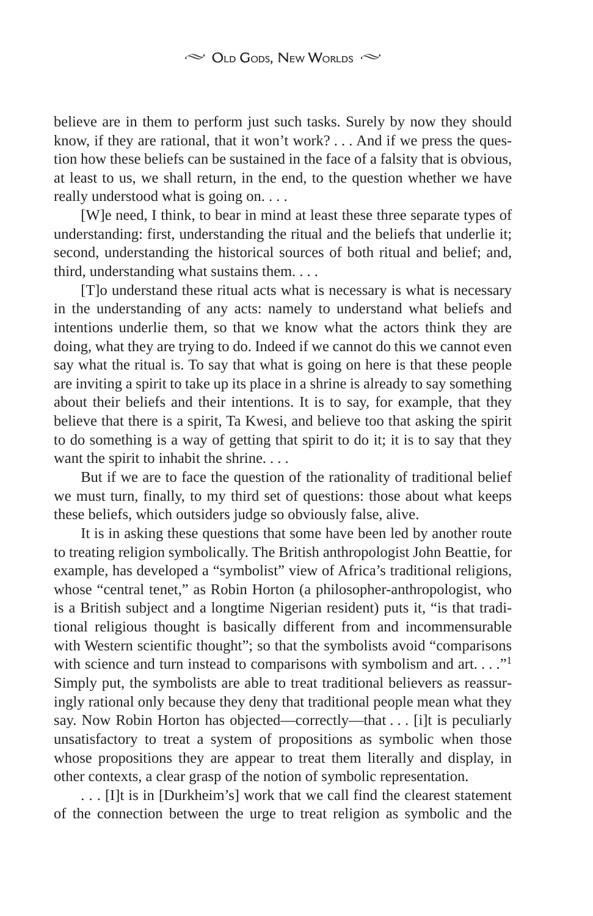believe are in them to perform just such tasks. Surely by now they should know, if they are rational, that it won't work? . . . And if we press the question how these beliefs can be sustained in the face of a falsity that is obvious, at least to us, we shall return, in the end, to the question whether we have really understood what is going on. . . .

[W]e need, I think, to bear in mind at least these three separate types of understanding: first, understanding the ritual and the beliefs that underlie it; second, understanding the historical sources of both ritual and belief; and, third, understanding what sustains them. . . .

[T]o understand these ritual acts what is necessary is what is necessary in the understanding of any acts: namely to understand what beliefs and intentions underlie them, so that we know what the actors think they are doing, what they are trying to do. Indeed if we cannot do this we cannot even say what the ritual is. To say that what is going on here is that these people are inviting a spirit to take up its place in a shrine is already to say something about their beliefs and their intentions. It is to say, for example, that they believe that there is a spirit, Ta Kwesi, and believe too that asking the spirit to do something is a way of getting that spirit to do it; it is to say that they want the spirit to inhabit the shrine. . . .

But if we are to face the question of the rationality of traditional belief we must turn, finally, to my third set of questions: those about what keeps these beliefs, which outsiders judge so obviously false, alive.

It is in asking these questions that some have been led by another route to treating religion symbolically. The British anthropologist John Beattie, for example, has developed a "symbolist" view of Africa's traditional religions, whose "central tenet," as Robin Horton (a philosopher-anthropologist, who is a British subject and a longtime Nigerian resident) puts it, "is that traditional religious thought is basically different from and incommensurable with Western scientific thought"; so that the symbolists avoid "comparisons with science and turn instead to comparisons with symbolism and art. . . ."[1] Simply put, the symbolists are able to treat traditional believers as reassuringly rational only because they deny that traditional people mean what they say. Now Robin Horton has objected—correctly—that . . . [i]t is peculiarly unsatisfactory to treat a system of propositions as symbolic when those whose propositions they are appear to treat them literally and display, in other contexts, a clear grasp of the notion of symbolic representation.

. . . [I]t is in [Durkheim's] work that we call find the clearest statement of the connection between the urge to treat religion as symbolic and the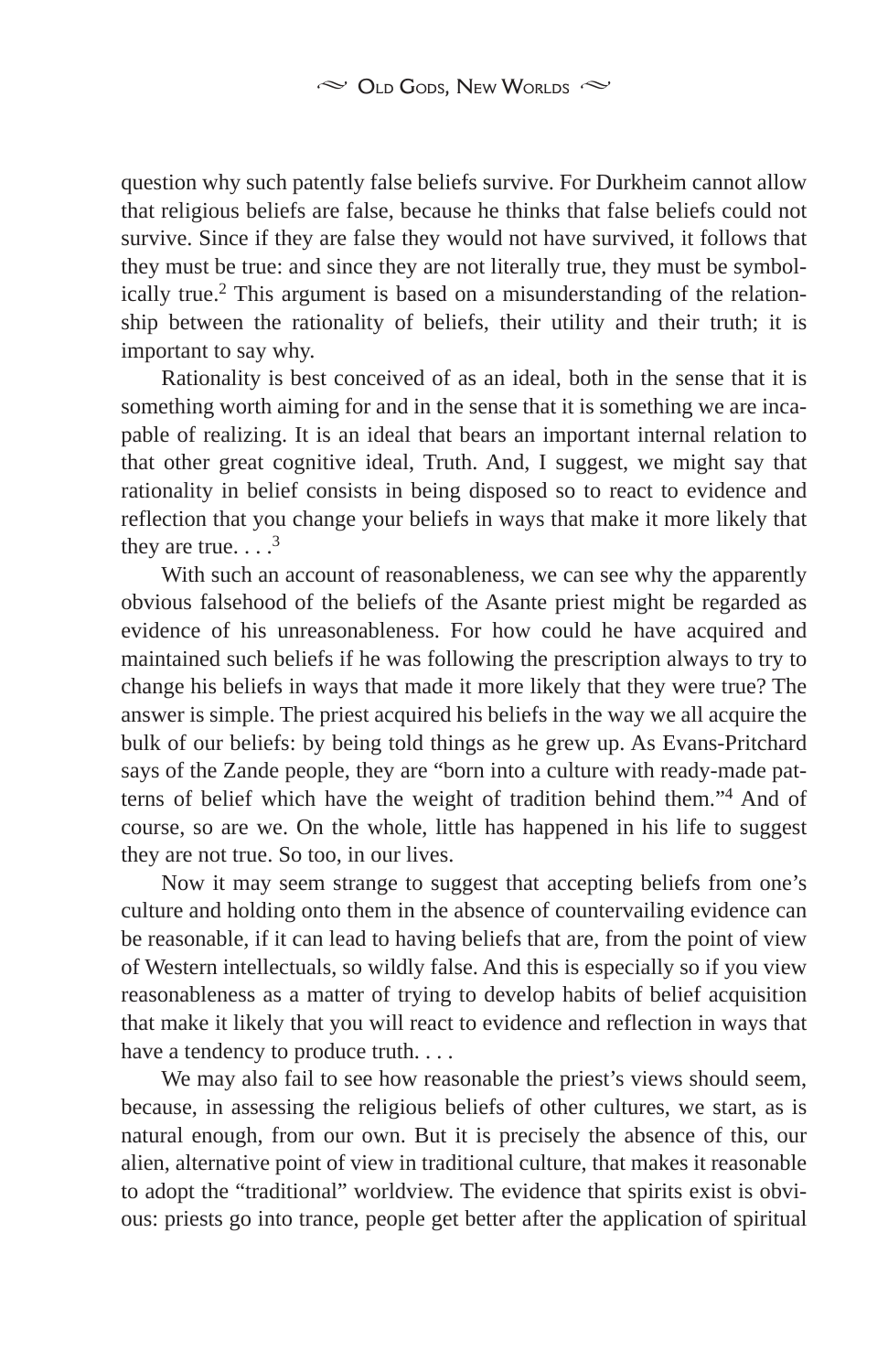question why such patently false beliefs survive. For Durkheim cannot allow that religious beliefs are false, because he thinks that false beliefs could not survive. Since if they are false they would not have survived, it follows that they must be true: and since they are not literally true, they must be symbolically true.[2] This argument is based on a misunderstanding of the relationship between the rationality of beliefs, their utility and their truth; it is important to say why.

Rationality is best conceived of as an ideal, both in the sense that it is something worth aiming for and in the sense that it is something we are incapable of realizing. It is an ideal that bears an important internal relation to that other great cognitive ideal, Truth. And, I suggest, we might say that rationality in belief consists in being disposed so to react to evidence and reflection that you change your beliefs in ways that make it more likely that they are true. . . .[3]

With such an account of reasonableness, we can see why the apparently obvious falsehood of the beliefs of the Asante priest might be regarded as evidence of his unreasonableness. For how could he have acquired and maintained such beliefs if he was following the prescription always to try to change his beliefs in ways that made it more likely that they were true? The answer is simple. The priest acquired his beliefs in the way we all acquire the bulk of our beliefs: by being told things as he grew up. As Evans-Pritchard says of the Zande people, they are "born into a culture with ready-made patterns of belief which have the weight of tradition behind them."[4] And of course, so are we. On the whole, little has happened in his life to suggest they are not true. So too, in our lives.

Now it may seem strange to suggest that accepting beliefs from one's culture and holding onto them in the absence of countervailing evidence can be reasonable, if it can lead to having beliefs that are, from the point of view of Western intellectuals, so wildly false. And this is especially so if you view reasonableness as a matter of trying to develop habits of belief acquisition that make it likely that you will react to evidence and reflection in ways that have a tendency to produce truth. . . .

We may also fail to see how reasonable the priest's views should seem, because, in assessing the religious beliefs of other cultures, we start, as is natural enough, from our own. But it is precisely the absence of this, our alien, alternative point of view in traditional culture, that makes it reasonable to adopt the "traditional" worldview. The evidence that spirits exist is obvious: priests go into trance, people get better after the application of spiritual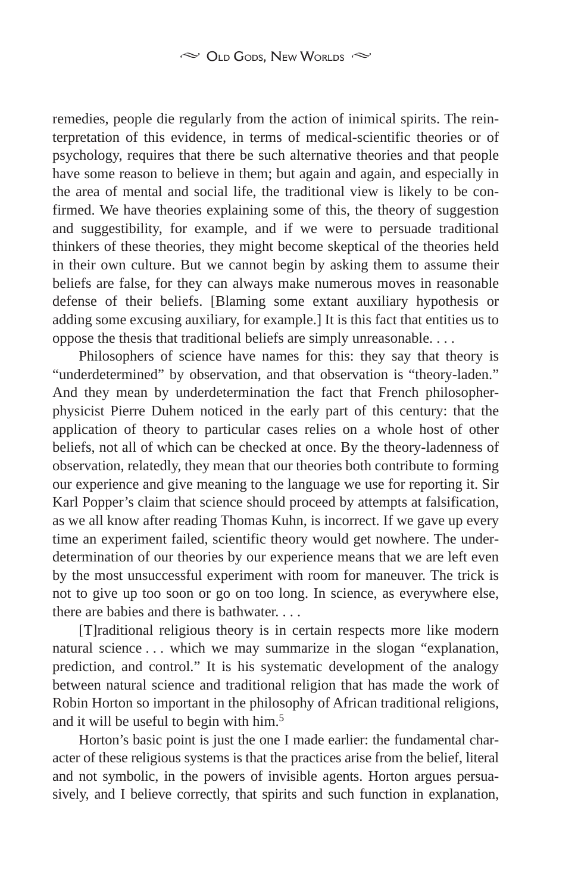remedies, people die regularly from the action of inimical spirits. The reinterpretation of this evidence, in terms of medical-scientific theories or of psychology, requires that there be such alternative theories and that people have some reason to believe in them; but again and again, and especially in the area of mental and social life, the traditional view is likely to be confirmed. We have theories explaining some of this, the theory of suggestion and suggestibility, for example, and if we were to persuade traditional thinkers of these theories, they might become skeptical of the theories held in their own culture. But we cannot begin by asking them to assume their beliefs are false, for they can always make numerous moves in reasonable defense of their beliefs. [Blaming some extant auxiliary hypothesis or adding some excusing auxiliary, for example.] It is this fact that entities us to oppose the thesis that traditional beliefs are simply unreasonable. . . .

Philosophers of science have names for this: they say that theory is "underdetermined" by observation, and that observation is "theory-laden." And they mean by underdetermination the fact that French philosopher-physicist Pierre Duhem noticed in the early part of this century: that the application of theory to particular cases relies on a whole host of other beliefs, not all of which can be checked at once. By the theory-ladenness of observation, relatedly, they mean that our theories both contribute to forming our experience and give meaning to the language we use for reporting it. Sir Karl Popper's claim that science should proceed by attempts at falsification, as we all know after reading Thomas Kuhn, is incorrect. If we gave up every time an experiment failed, scientific theory would get nowhere. The underdetermination of our theories by our experience means that we are left even by the most unsuccessful experiment with room for maneuver. The trick is not to give up too soon or go on too long. In science, as everywhere else, there are babies and there is bathwater. . . .

[T]raditional religious theory is in certain respects more like modern natural science . . . which we may summarize in the slogan "explanation, prediction, and control." It is his systematic development of the analogy between natural science and traditional religion that has made the work of Robin Horton so important in the philosophy of African traditional religions, and it will be useful to begin with him.[5]

Horton's basic point is just the one I made earlier: the fundamental character of these religious systems is that the practices arise from the belief, literal and not symbolic, in the powers of invisible agents. Horton argues persuasively, and I believe correctly, that spirits and such function in explanation,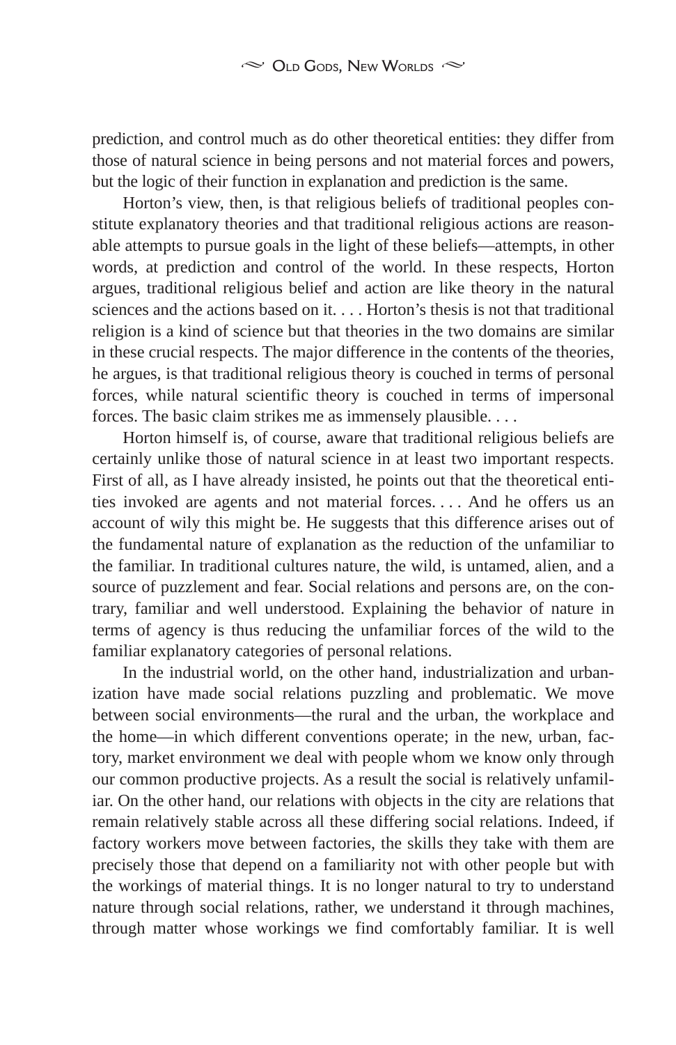prediction, and control much as do other theoretical entities: they differ from those of natural science in being persons and not material forces and powers, but the logic of their function in explanation and prediction is the same.

Horton's view, then, is that religious beliefs of traditional peoples constitute explanatory theories and that traditional religious actions are reasonable attempts to pursue goals in the light of these beliefs—attempts, in other words, at prediction and control of the world. In these respects, Horton argues, traditional religious belief and action are like theory in the natural sciences and the actions based on it. . . . Horton's thesis is not that traditional religion is a kind of science but that theories in the two domains are similar in these crucial respects. The major difference in the contents of the theories, he argues, is that traditional religious theory is couched in terms of personal forces, while natural scientific theory is couched in terms of impersonal forces. The basic claim strikes me as immensely plausible. . . .

Horton himself is, of course, aware that traditional religious beliefs are certainly unlike those of natural science in at least two important respects. First of all, as I have already insisted, he points out that the theoretical entities invoked are agents and not material forces. . . . And he offers us an account of wily this might be. He suggests that this difference arises out of the fundamental nature of explanation as the reduction of the unfamiliar to the familiar. In traditional cultures nature, the wild, is untamed, alien, and a source of puzzlement and fear. Social relations and persons are, on the contrary, familiar and well understood. Explaining the behavior of nature in terms of agency is thus reducing the unfamiliar forces of the wild to the familiar explanatory categories of personal relations.

In the industrial world, on the other hand, industrialization and urbanization have made social relations puzzling and problematic. We move between social environments—the rural and the urban, the workplace and the home—in which different conventions operate; in the new, urban, factory, market environment we deal with people whom we know only through our common productive projects. As a result the social is relatively unfamiliar. On the other hand, our relations with objects in the city are relations that remain relatively stable across all these differing social relations. Indeed, if factory workers move between factories, the skills they take with them are precisely those that depend on a familiarity not with other people but with the workings of material things. It is no longer natural to try to understand nature through social relations, rather, we understand it through machines, through matter whose workings we find comfortably familiar. It is well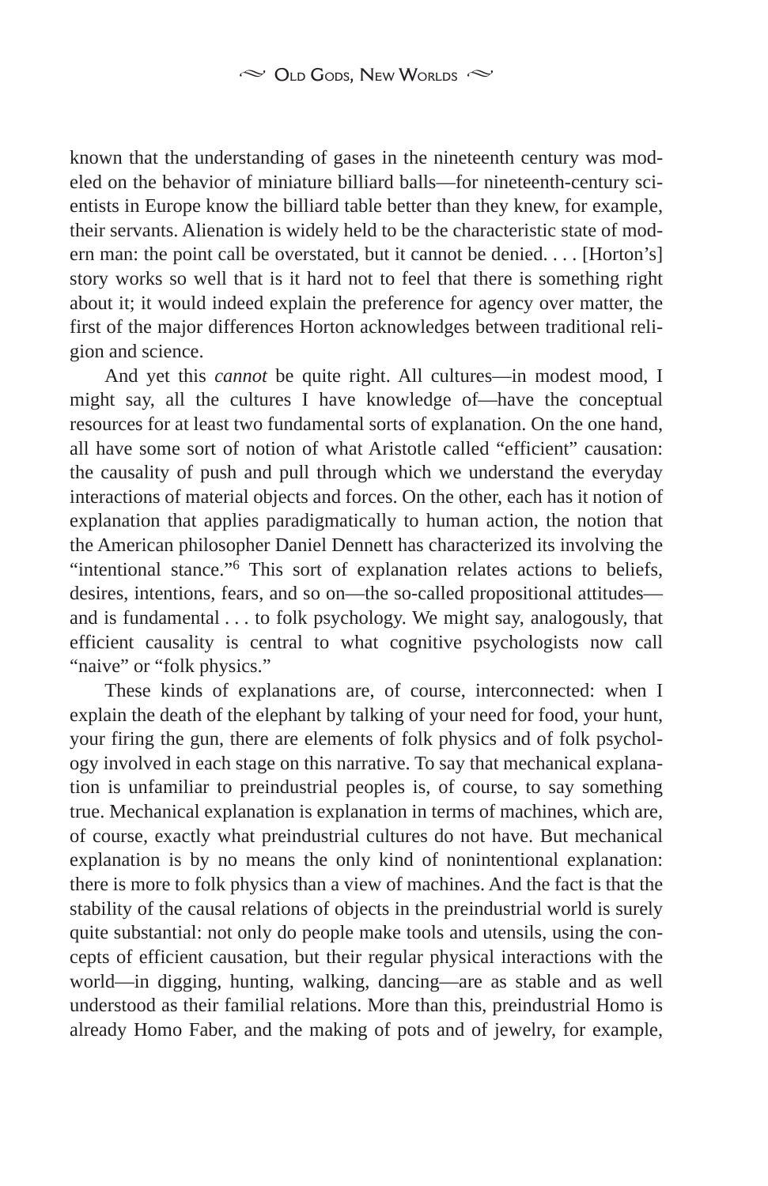known that the understanding of gases in the nineteenth century was modeled on the behavior of miniature billiard balls—for nineteenth-century scientists in Europe know the billiard table better than they knew, for example, their servants. Alienation is widely held to be the characteristic state of modern man: the point call be overstated, but it cannot be denied. . . . [Horton's] story works so well that is it hard not to feel that there is something right about it; it would indeed explain the preference for agency over matter, the first of the major differences Horton acknowledges between traditional religion and science.

And yet this *cannot* be quite right. All cultures—in modest mood, I might say, all the cultures I have knowledge of—have the conceptual resources for at least two fundamental sorts of explanation. On the one hand, all have some sort of notion of what Aristotle called "efficient" causation: the causality of push and pull through which we understand the everyday interactions of material objects and forces. On the other, each has it notion of explanation that applies paradigmatically to human action, the notion that the American philosopher Daniel Dennett has characterized its involving the "intentional stance."[6] This sort of explanation relates actions to beliefs, desires, intentions, fears, and so on—the so-called propositional attitudes—and is fundamental . . . to folk psychology. We might say, analogously, that efficient causality is central to what cognitive psychologists now call "naive" or "folk physics."

These kinds of explanations are, of course, interconnected: when I explain the death of the elephant by talking of your need for food, your hunt, your firing the gun, there are elements of folk physics and of folk psychology involved in each stage on this narrative. To say that mechanical explanation is unfamiliar to preindustrial peoples is, of course, to say something true. Mechanical explanation is explanation in terms of machines, which are, of course, exactly what preindustrial cultures do not have. But mechanical explanation is by no means the only kind of nonintentional explanation: there is more to folk physics than a view of machines. And the fact is that the stability of the causal relations of objects in the preindustrial world is surely quite substantial: not only do people make tools and utensils, using the concepts of efficient causation, but their regular physical interactions with the world—in digging, hunting, walking, dancing—are as stable and as well understood as their familial relations. More than this, preindustrial Homo is already Homo Faber, and the making of pots and of jewelry, for example,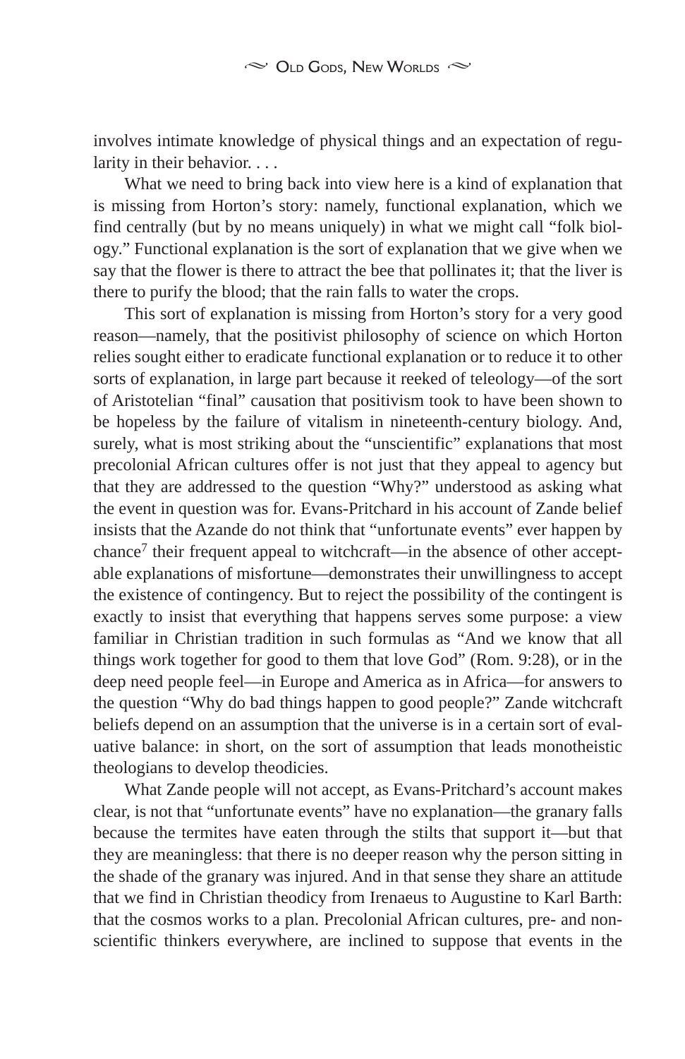involves intimate knowledge of physical things and an expectation of regularity in their behavior. . . .

What we need to bring back into view here is a kind of explanation that is missing from Horton's story: namely, functional explanation, which we find centrally (but by no means uniquely) in what we might call "folk biology." Functional explanation is the sort of explanation that we give when we say that the flower is there to attract the bee that pollinates it; that the liver is there to purify the blood; that the rain falls to water the crops.

This sort of explanation is missing from Horton's story for a very good reason—namely, that the positivist philosophy of science on which Horton relies sought either to eradicate functional explanation or to reduce it to other sorts of explanation, in large part because it reeked of teleology—of the sort of Aristotelian "final" causation that positivism took to have been shown to be hopeless by the failure of vitalism in nineteenth-century biology. And, surely, what is most striking about the "unscientific" explanations that most precolonial African cultures offer is not just that they appeal to agency but that they are addressed to the question "Why?" understood as asking what the event in question was for. Evans-Pritchard in his account of Zande belief insists that the Azande do not think that "unfortunate events" ever happen by chance[7] their frequent appeal to witchcraft—in the absence of other acceptable explanations of misfortune—demonstrates their unwillingness to accept the existence of contingency. But to reject the possibility of the contingent is exactly to insist that everything that happens serves some purpose: a view familiar in Christian tradition in such formulas as "And we know that all things work together for good to them that love God" (Rom. 9:28), or in the deep need people feel—in Europe and America as in Africa—for answers to the question "Why do bad things happen to good people?" Zande witchcraft beliefs depend on an assumption that the universe is in a certain sort of evaluative balance: in short, on the sort of assumption that leads monotheistic theologians to develop theodicies.

What Zande people will not accept, as Evans-Pritchard's account makes clear, is not that "unfortunate events" have no explanation—the granary falls because the termites have eaten through the stilts that support it—but that they are meaningless: that there is no deeper reason why the person sitting in the shade of the granary was injured. And in that sense they share an attitude that we find in Christian theodicy from Irenaeus to Augustine to Karl Barth: that the cosmos works to a plan. Precolonial African cultures, pre- and non-scientific thinkers everywhere, are inclined to suppose that events in the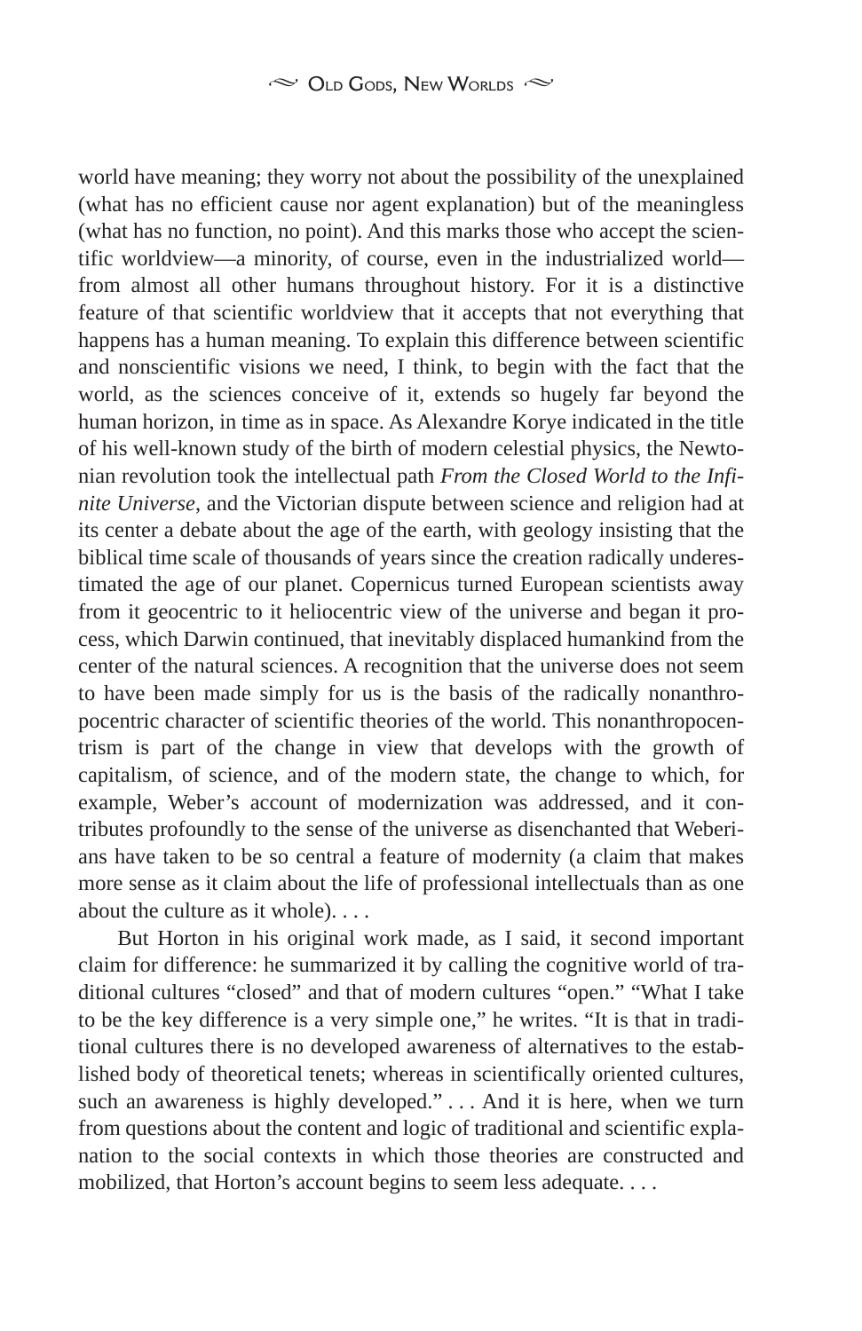world have meaning; they worry not about the possibility of the unexplained (what has no efficient cause nor agent explanation) but of the meaningless (what has no function, no point). And this marks those who accept the scientific worldview—a minority, of course, even in the industrialized world—from almost all other humans throughout history. For it is a distinctive feature of that scientific worldview that it accepts that not everything that happens has a human meaning. To explain this difference between scientific and nonscientific visions we need, I think, to begin with the fact that the world, as the sciences conceive of it, extends so hugely far beyond the human horizon, in time as in space. As Alexandre Korye indicated in the title of his well-known study of the birth of modern celestial physics, the Newtonian revolution took the intellectual path *From the Closed World to the Infinite Universe*, and the Victorian dispute between science and religion had at its center a debate about the age of the earth, with geology insisting that the biblical time scale of thousands of years since the creation radically underestimated the age of our planet. Copernicus turned European scientists away from it geocentric to it heliocentric view of the universe and began it process, which Darwin continued, that inevitably displaced humankind from the center of the natural sciences. A recognition that the universe does not seem to have been made simply for us is the basis of the radically nonanthropocentric character of scientific theories of the world. This nonanthropocentrism is part of the change in view that develops with the growth of capitalism, of science, and of the modern state, the change to which, for example, Weber's account of modernization was addressed, and it contributes profoundly to the sense of the universe as disenchanted that Weberians have taken to be so central a feature of modernity (a claim that makes more sense as it claim about the life of professional intellectuals than as one about the culture as it whole). . . .

But Horton in his original work made, as I said, it second important claim for difference: he summarized it by calling the cognitive world of traditional cultures "closed" and that of modern cultures "open." "What I take to be the key difference is a very simple one," he writes. "It is that in traditional cultures there is no developed awareness of alternatives to the established body of theoretical tenets; whereas in scientifically oriented cultures, such an awareness is highly developed." . . . And it is here, when we turn from questions about the content and logic of traditional and scientific explanation to the social contexts in which those theories are constructed and mobilized, that Horton's account begins to seem less adequate. . . .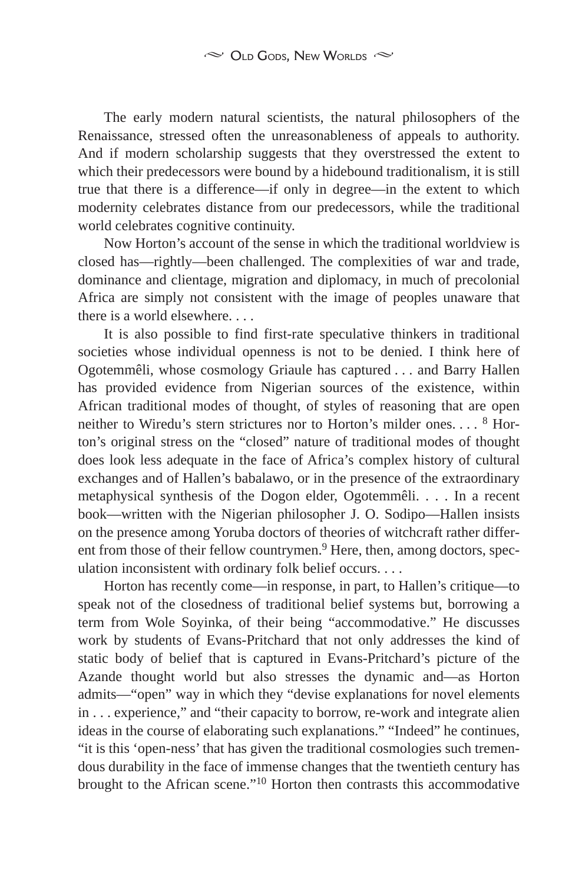The early modern natural scientists, the natural philosophers of the Renaissance, stressed often the unreasonableness of appeals to authority. And if modern scholarship suggests that they overstressed the extent to which their predecessors were bound by a hidebound traditionalism, it is still true that there is a difference—if only in degree—in the extent to which modernity celebrates distance from our predecessors, while the traditional world celebrates cognitive continuity.

Now Horton's account of the sense in which the traditional worldview is closed has—rightly—been challenged. The complexities of war and trade, dominance and clientage, migration and diplomacy, in much of precolonial Africa are simply not consistent with the image of peoples unaware that there is a world elsewhere. . . .

It is also possible to find first-rate speculative thinkers in traditional societies whose individual openness is not to be denied. I think here of Ogotemmêli, whose cosmology Griaule has captured . . . and Barry Hallen has provided evidence from Nigerian sources of the existence, within African traditional modes of thought, of styles of reasoning that are open neither to Wiredu's stern strictures nor to Horton's milder ones. . . . [8] Horton's original stress on the "closed" nature of traditional modes of thought does look less adequate in the face of Africa's complex history of cultural exchanges and of Hallen's babalawo, or in the presence of the extraordinary metaphysical synthesis of the Dogon elder, Ogotemmêli. . . . In a recent book—written with the Nigerian philosopher J. O. Sodipo—Hallen insists on the presence among Yoruba doctors of theories of witchcraft rather different from those of their fellow countrymen.[9] Here, then, among doctors, speculation inconsistent with ordinary folk belief occurs. . . .

Horton has recently come—in response, in part, to Hallen's critique—to speak not of the closedness of traditional belief systems but, borrowing a term from Wole Soyinka, of their being "accommodative." He discusses work by students of Evans-Pritchard that not only addresses the kind of static body of belief that is captured in Evans-Pritchard's picture of the Azande thought world but also stresses the dynamic and—as Horton admits—"open" way in which they "devise explanations for novel elements in . . . experience," and "their capacity to borrow, re-work and integrate alien ideas in the course of elaborating such explanations." "Indeed" he continues, "it is this 'open-ness' that has given the traditional cosmologies such tremendous durability in the face of immense changes that the twentieth century has brought to the African scene."[10] Horton then contrasts this accommodative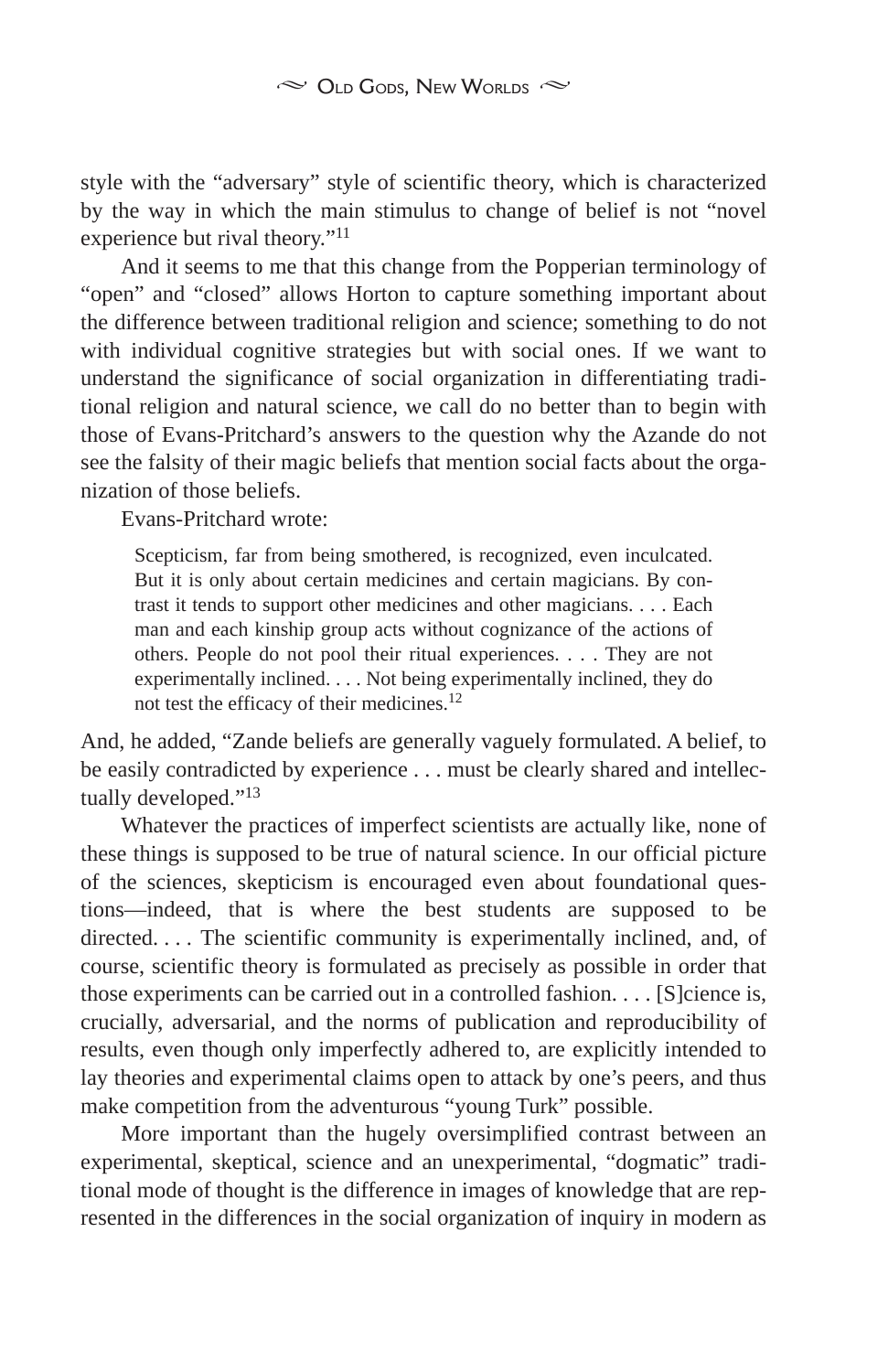style with the "adversary" style of scientific theory, which is characterized by the way in which the main stimulus to change of belief is not "novel experience but rival theory."[11]

And it seems to me that this change from the Popperian terminology of "open" and "closed" allows Horton to capture something important about the difference between traditional religion and science; something to do not with individual cognitive strategies but with social ones. If we want to understand the significance of social organization in differentiating traditional religion and natural science, we call do no better than to begin with those of Evans-Pritchard's answers to the question why the Azande do not see the falsity of their magic beliefs that mention social facts about the organization of those beliefs.

Evans-Pritchard wrote:

> Scepticism, far from being smothered, is recognized, even inculcated. But it is only about certain medicines and certain magicians. By contrast it tends to support other medicines and other magicians. . . . Each man and each kinship group acts without cognizance of the actions of others. People do not pool their ritual experiences. . . . They are not experimentally inclined. . . . Not being experimentally inclined, they do not test the efficacy of their medicines.[12]

And, he added, "Zande beliefs are generally vaguely formulated. A belief, to be easily contradicted by experience . . . must be clearly shared and intellectually developed."[13]

Whatever the practices of imperfect scientists are actually like, none of these things is supposed to be true of natural science. In our official picture of the sciences, skepticism is encouraged even about foundational questions—indeed, that is where the best students are supposed to be directed. . . . The scientific community is experimentally inclined, and, of course, scientific theory is formulated as precisely as possible in order that those experiments can be carried out in a controlled fashion. . . . [S]cience is, crucially, adversarial, and the norms of publication and reproducibility of results, even though only imperfectly adhered to, are explicitly intended to lay theories and experimental claims open to attack by one's peers, and thus make competition from the adventurous "young Turk" possible.

More important than the hugely oversimplified contrast between an experimental, skeptical, science and an unexperimental, "dogmatic" traditional mode of thought is the difference in images of knowledge that are represented in the differences in the social organization of inquiry in modern as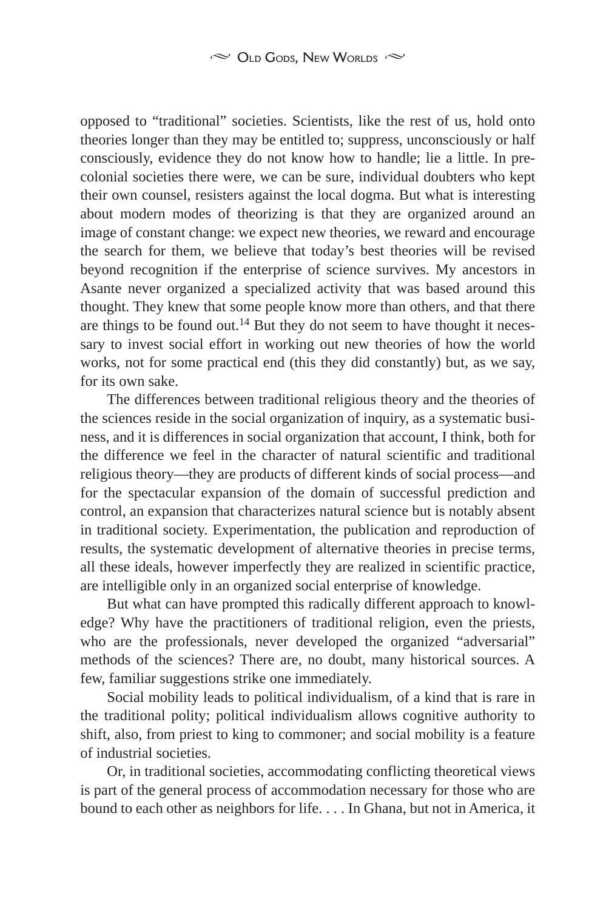opposed to "traditional" societies. Scientists, like the rest of us, hold onto theories longer than they may be entitled to; suppress, unconsciously or half consciously, evidence they do not know how to handle; lie a little. In precolonial societies there were, we can be sure, individual doubters who kept their own counsel, resisters against the local dogma. But what is interesting about modern modes of theorizing is that they are organized around an image of constant change: we expect new theories, we reward and encourage the search for them, we believe that today's best theories will be revised beyond recognition if the enterprise of science survives. My ancestors in Asante never organized a specialized activity that was based around this thought. They knew that some people know more than others, and that there are things to be found out.[14] But they do not seem to have thought it necessary to invest social effort in working out new theories of how the world works, not for some practical end (this they did constantly) but, as we say, for its own sake.

The differences between traditional religious theory and the theories of the sciences reside in the social organization of inquiry, as a systematic business, and it is differences in social organization that account, I think, both for the difference we feel in the character of natural scientific and traditional religious theory—they are products of different kinds of social process—and for the spectacular expansion of the domain of successful prediction and control, an expansion that characterizes natural science but is notably absent in traditional society. Experimentation, the publication and reproduction of results, the systematic development of alternative theories in precise terms, all these ideals, however imperfectly they are realized in scientific practice, are intelligible only in an organized social enterprise of knowledge.

But what can have prompted this radically different approach to knowledge? Why have the practitioners of traditional religion, even the priests, who are the professionals, never developed the organized "adversarial" methods of the sciences? There are, no doubt, many historical sources. A few, familiar suggestions strike one immediately.

Social mobility leads to political individualism, of a kind that is rare in the traditional polity; political individualism allows cognitive authority to shift, also, from priest to king to commoner; and social mobility is a feature of industrial societies.

Or, in traditional societies, accommodating conflicting theoretical views is part of the general process of accommodation necessary for those who are bound to each other as neighbors for life. . . . In Ghana, but not in America, it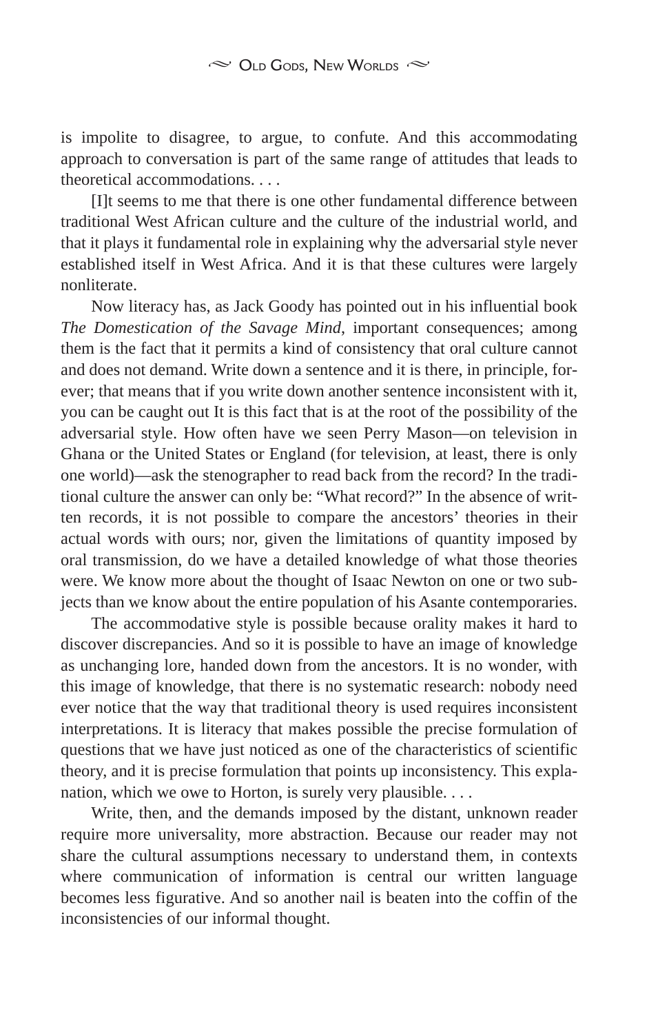is impolite to disagree, to argue, to confute. And this accommodating approach to conversation is part of the same range of attitudes that leads to theoretical accommodations. . . .

[I]t seems to me that there is one other fundamental difference between traditional West African culture and the culture of the industrial world, and that it plays it fundamental role in explaining why the adversarial style never established itself in West Africa. And it is that these cultures were largely nonliterate.

Now literacy has, as Jack Goody has pointed out in his influential book *The Domestication of the Savage Mind*, important consequences; among them is the fact that it permits a kind of consistency that oral culture cannot and does not demand. Write down a sentence and it is there, in principle, forever; that means that if you write down another sentence inconsistent with it, you can be caught out It is this fact that is at the root of the possibility of the adversarial style. How often have we seen Perry Mason—on television in Ghana or the United States or England (for television, at least, there is only one world)—ask the stenographer to read back from the record? In the traditional culture the answer can only be: "What record?" In the absence of written records, it is not possible to compare the ancestors' theories in their actual words with ours; nor, given the limitations of quantity imposed by oral transmission, do we have a detailed knowledge of what those theories were. We know more about the thought of Isaac Newton on one or two subjects than we know about the entire population of his Asante contemporaries.

The accommodative style is possible because orality makes it hard to discover discrepancies. And so it is possible to have an image of knowledge as unchanging lore, handed down from the ancestors. It is no wonder, with this image of knowledge, that there is no systematic research: nobody need ever notice that the way that traditional theory is used requires inconsistent interpretations. It is literacy that makes possible the precise formulation of questions that we have just noticed as one of the characteristics of scientific theory, and it is precise formulation that points up inconsistency. This explanation, which we owe to Horton, is surely very plausible. . . .

Write, then, and the demands imposed by the distant, unknown reader require more universality, more abstraction. Because our reader may not share the cultural assumptions necessary to understand them, in contexts where communication of information is central our written language becomes less figurative. And so another nail is beaten into the coffin of the inconsistencies of our informal thought.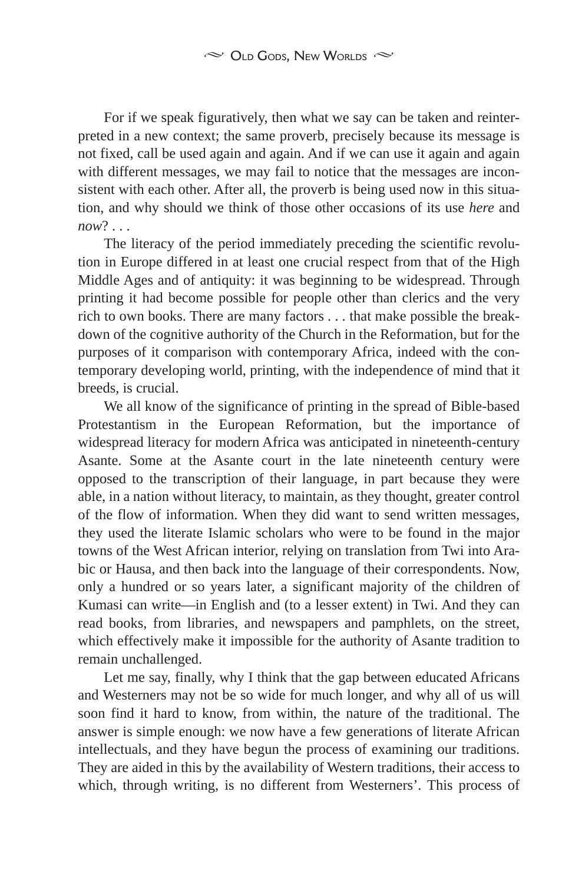For if we speak figuratively, then what we say can be taken and reinterpreted in a new context; the same proverb, precisely because its message is not fixed, call be used again and again. And if we can use it again and again with different messages, we may fail to notice that the messages are inconsistent with each other. After all, the proverb is being used now in this situation, and why should we think of those other occasions of its use *here* and *now*? . . .

The literacy of the period immediately preceding the scientific revolution in Europe differed in at least one crucial respect from that of the High Middle Ages and of antiquity: it was beginning to be widespread. Through printing it had become possible for people other than clerics and the very rich to own books. There are many factors . . . that make possible the breakdown of the cognitive authority of the Church in the Reformation, but for the purposes of it comparison with contemporary Africa, indeed with the contemporary developing world, printing, with the independence of mind that it breeds, is crucial.

We all know of the significance of printing in the spread of Bible-based Protestantism in the European Reformation, but the importance of widespread literacy for modern Africa was anticipated in nineteenth-century Asante. Some at the Asante court in the late nineteenth century were opposed to the transcription of their language, in part because they were able, in a nation without literacy, to maintain, as they thought, greater control of the flow of information. When they did want to send written messages, they used the literate Islamic scholars who were to be found in the major towns of the West African interior, relying on translation from Twi into Arabic or Hausa, and then back into the language of their correspondents. Now, only a hundred or so years later, a significant majority of the children of Kumasi can write—in English and (to a lesser extent) in Twi. And they can read books, from libraries, and newspapers and pamphlets, on the street, which effectively make it impossible for the authority of Asante tradition to remain unchallenged.

Let me say, finally, why I think that the gap between educated Africans and Westerners may not be so wide for much longer, and why all of us will soon find it hard to know, from within, the nature of the traditional. The answer is simple enough: we now have a few generations of literate African intellectuals, and they have begun the process of examining our traditions. They are aided in this by the availability of Western traditions, their access to which, through writing, is no different from Westerners'. This process of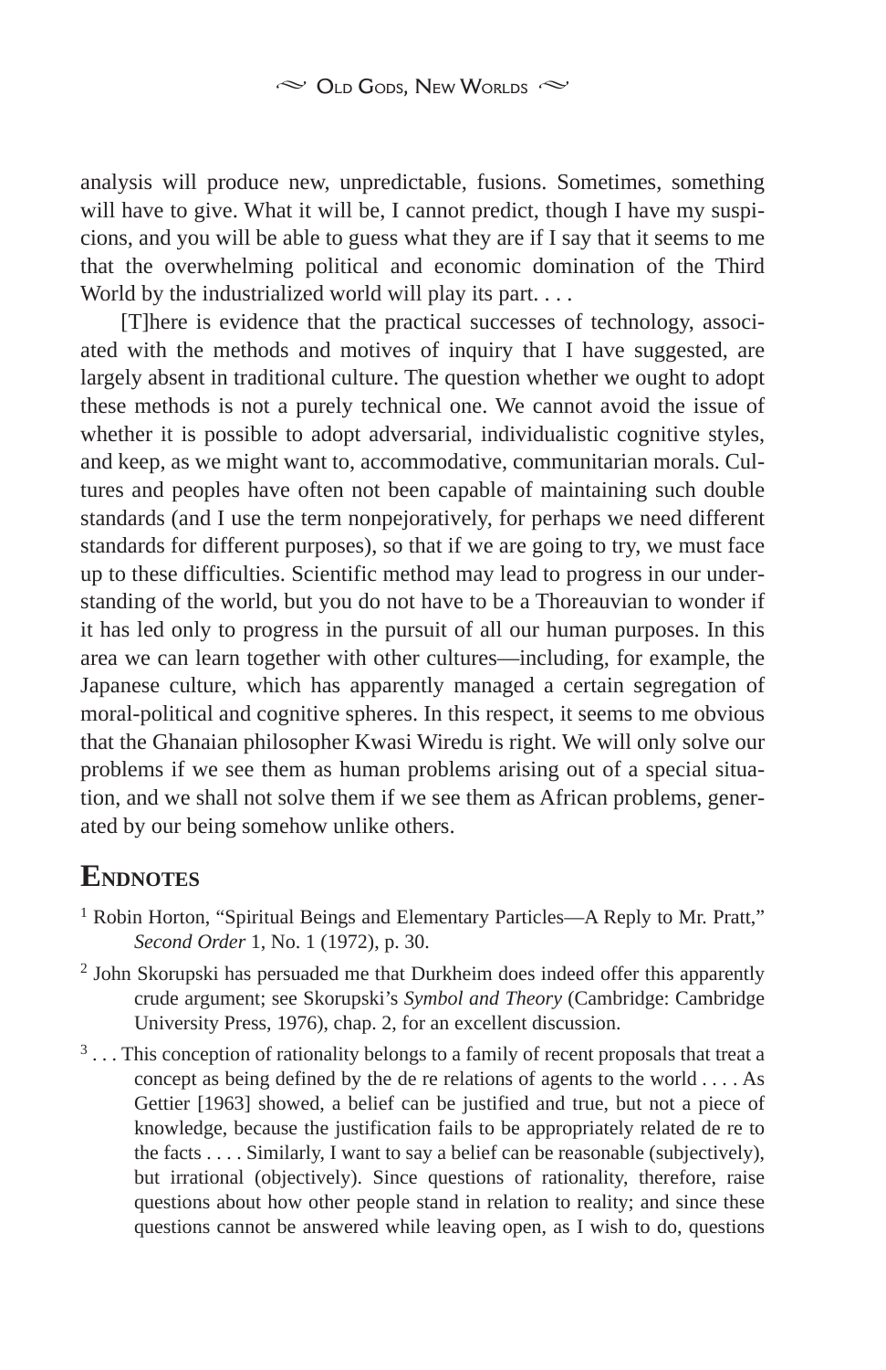analysis will produce new, unpredictable, fusions. Sometimes, something will have to give. What it will be, I cannot predict, though I have my suspicions, and you will be able to guess what they are if I say that it seems to me that the overwhelming political and economic domination of the Third World by the industrialized world will play its part. . . .

[T]here is evidence that the practical successes of technology, associated with the methods and motives of inquiry that I have suggested, are largely absent in traditional culture. The question whether we ought to adopt these methods is not a purely technical one. We cannot avoid the issue of whether it is possible to adopt adversarial, individualistic cognitive styles, and keep, as we might want to, accommodative, communitarian morals. Cultures and peoples have often not been capable of maintaining such double standards (and I use the term nonpejoratively, for perhaps we need different standards for different purposes), so that if we are going to try, we must face up to these difficulties. Scientific method may lead to progress in our understanding of the world, but you do not have to be a Thoreauvian to wonder if it has led only to progress in the pursuit of all our human purposes. In this area we can learn together with other cultures—including, for example, the Japanese culture, which has apparently managed a certain segregation of moral-political and cognitive spheres. In this respect, it seems to me obvious that the Ghanaian philosopher Kwasi Wiredu is right. We will only solve our problems if we see them as human problems arising out of a special situation, and we shall not solve them if we see them as African problems, generated by our being somehow unlike others.

## Endnotes

[1] Robin Horton, "Spiritual Beings and Elementary Particles—A Reply to Mr. Pratt," *Second Order* 1, No. 1 (1972), p. 30.

[2] John Skorupski has persuaded me that Durkheim does indeed offer this apparently crude argument; see Skorupski's *Symbol and Theory* (Cambridge: Cambridge University Press, 1976), chap. 2, for an excellent discussion.

[3] . . . This conception of rationality belongs to a family of recent proposals that treat a concept as being defined by the de re relations of agents to the world . . . . As Gettier [1963] showed, a belief can be justified and true, but not a piece of knowledge, because the justification fails to be appropriately related de re to the facts . . . . Similarly, I want to say a belief can be reasonable (subjectively), but irrational (objectively). Since questions of rationality, therefore, raise questions about how other people stand in relation to reality; and since these questions cannot be answered while leaving open, as I wish to do, questions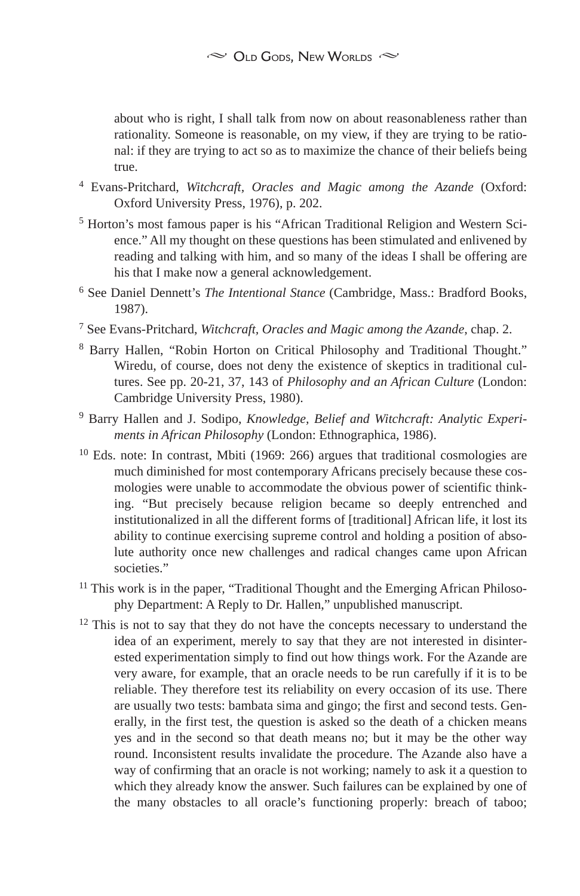about who is right, I shall talk from now on about reasonableness rather than rationality. Someone is reasonable, on my view, if they are trying to be rational: if they are trying to act so as to maximize the chance of their beliefs being true.

[4] Evans-Pritchard, *Witchcraft, Oracles and Magic among the Azande* (Oxford: Oxford University Press, 1976), p. 202.

[5] Horton's most famous paper is his "African Traditional Religion and Western Science." All my thought on these questions has been stimulated and enlivened by reading and talking with him, and so many of the ideas I shall be offering are his that I make now a general acknowledgement.

[6] See Daniel Dennett's *The Intentional Stance* (Cambridge, Mass.: Bradford Books, 1987).

[7] See Evans-Pritchard, *Witchcraft, Oracles and Magic among the Azande*, chap. 2.

[8] Barry Hallen, "Robin Horton on Critical Philosophy and Traditional Thought." Wiredu, of course, does not deny the existence of skeptics in traditional cultures. See pp. 20-21, 37, 143 of *Philosophy and an African Culture* (London: Cambridge University Press, 1980).

[9] Barry Hallen and J. Sodipo, *Knowledge, Belief and Witchcraft: Analytic Experiments in African Philosophy* (London: Ethnographica, 1986).

[10] Eds. note: In contrast, Mbiti (1969: 266) argues that traditional cosmologies are much diminished for most contemporary Africans precisely because these cosmologies were unable to accommodate the obvious power of scientific thinking. "But precisely because religion became so deeply entrenched and institutionalized in all the different forms of [traditional] African life, it lost its ability to continue exercising supreme control and holding a position of absolute authority once new challenges and radical changes came upon African societies."

[11] This work is in the paper, "Traditional Thought and the Emerging African Philosophy Department: A Reply to Dr. Hallen," unpublished manuscript.

[12] This is not to say that they do not have the concepts necessary to understand the idea of an experiment, merely to say that they are not interested in disinterested experimentation simply to find out how things work. For the Azande are very aware, for example, that an oracle needs to be run carefully if it is to be reliable. They therefore test its reliability on every occasion of its use. There are usually two tests: bambata sima and gingo; the first and second tests. Generally, in the first test, the question is asked so the death of a chicken means yes and in the second so that death means no; but it may be the other way round. Inconsistent results invalidate the procedure. The Azande also have a way of confirming that an oracle is not working; namely to ask it a question to which they already know the answer. Such failures can be explained by one of the many obstacles to all oracle's functioning properly: breach of taboo;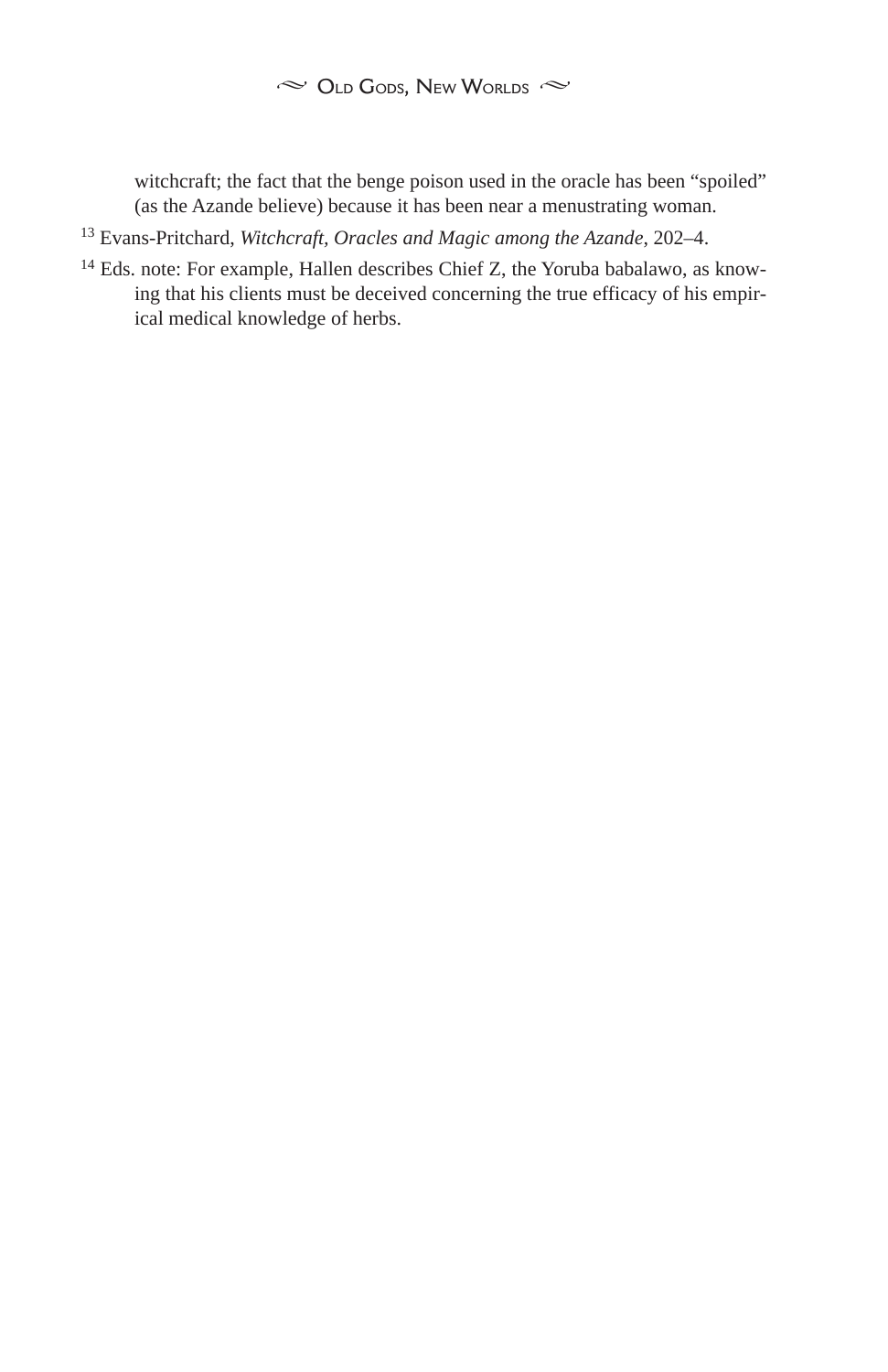witchcraft; the fact that the benge poison used in the oracle has been "spoiled" (as the Azande believe) because it has been near a menustrating woman.

[13] Evans-Pritchard, *Witchcraft, Oracles and Magic among the Azande*, 202–4.

[14] Eds. note: For example, Hallen describes Chief Z, the Yoruba babalawo, as knowing that his clients must be deceived concerning the true efficacy of his empirical medical knowledge of herbs.